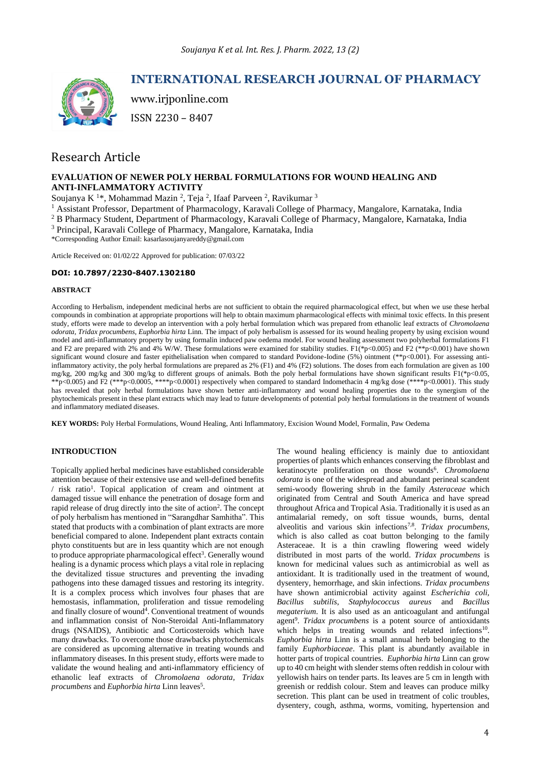# INTERNATIONAL RESEARCH JOURNAL OF PHARMACY

www.irjponline.com

ISSN 2230 – 8407

## Research Article

## EVALUATION OF NEWER POLY HERBAL FORMULATIONS FOR WOUND HEALING AND ANTI-INFLAMMATORY ACTIVITY

Soujanya K [1]*, Mohammad Mazin [2], Teja [2], Ifaaf Parveen [2], Ravikumar [3]

[1] Assistant Professor, Department of Pharmacology, Karavali College of Pharmacy, Mangalore, Karnataka, India

[2] B Pharmacy Student, Department of Pharmacology, Karavali College of Pharmacy, Mangalore, Karnataka, India

[3] Principal, Karavali College of Pharmacy, Mangalore, Karnataka, India

*Corresponding Author Email: kasarlasoujanyareddy@gmail.com

Article Received on: 01/02/22 Approved for publication: 07/03/22

**DOI: 10.7897/2230-8407.1302180**

### ABSTRACT

According to Herbalism, independent medicinal herbs are not sufficient to obtain the required pharmacological effect, but when we use these herbal compounds in combination at appropriate proportions will help to obtain maximum pharmacological effects with minimal toxic effects. In this present study, efforts were made to develop an intervention with a poly herbal formulation which was prepared from ethanolic leaf extracts of *Chromolaena odorata, Tridax procumbens, Euphorbia hirta* Linn. The impact of poly herbalism is assessed for its wound healing property by using excision wound model and anti-inflammatory property by using formalin induced paw oedema model. For wound healing assessment two polyherbal formulations F1 and F2 are prepared with 2% and 4% W/W. These formulations were examined for stability studies. F1(\*$p<0.005$) and F2 (\*\*$p<0.001$) have shown significant wound closure and faster epithelialisation when compared to standard Povidone-Iodine (5%) ointment (\*\*$p<0.001$). For assessing anti-inflammatory activity, the poly herbal formulations are prepared as 2% (F1) and 4% (F2) solutions. The doses from each formulation are given as 100 mg/kg, 200 mg/kg and 300 mg/kg to different groups of animals. Both the poly herbal formulations have shown significant results F1(\*$p<0.05$, \*\*$p<0.005$) and F2 (\*\*\*$p<0.0005$, \*\*\*\*$p<0.0001$) respectively when compared to standard Indomethacin 4 mg/kg dose (\*\*\*\*$p<0.0001$). This study has revealed that poly herbal formulations have shown better anti-inflammatory and wound healing properties due to the synergism of the phytochemicals present in these plant extracts which may lead to future developments of potential poly herbal formulations in the treatment of wounds and inflammatory mediated diseases.

**KEY WORDS:** Poly Herbal Formulations, Wound Healing, Anti Inflammatory, Excision Wound Model, Formalin, Paw Oedema

### INTRODUCTION

Topically applied herbal medicines have established considerable attention because of their extensive use and well-defined benefits / risk ratio[1]. Topical application of cream and ointment at damaged tissue will enhance the penetration of dosage form and rapid release of drug directly into the site of action[2]. The concept of poly herbalism has mentioned in "Sarangdhar Samhitha". This stated that products with a combination of plant extracts are more beneficial compared to alone. Independent plant extracts contain phyto constituents but are in less quantity which are not enough to produce appropriate pharmacological effect[3]. Generally wound healing is a dynamic process which plays a vital role in replacing the devitalized tissue structures and preventing the invading pathogens into these damaged tissues and restoring its integrity. It is a complex process which involves four phases that are hemostasis, inflammation, proliferation and tissue remodeling and finally closure of wound[4]. Conventional treatment of wounds and inflammation consist of Non-Steroidal Anti-Inflammatory drugs (NSAIDS), Antibiotic and Corticosteroids which have many drawbacks. To overcome those drawbacks phytochemicals are considered as upcoming alternative in treating wounds and inflammatory diseases. In this present study, efforts were made to validate the wound healing and anti-inflammatory efficiency of ethanolic leaf extracts of *Chromolaena odorata, Tridax procumbens* and *Euphorbia hirta* Linn leaves[5].

The wound healing efficiency is mainly due to antioxidant properties of plants which enhances conserving the fibroblast and keratinocyte proliferation on those wounds[6]. *Chromolaena odorata* is one of the widespread and abundant perineal scandent semi-woody flowering shrub in the family *Asteraceae* which originated from Central and South America and have spread throughout Africa and Tropical Asia. Traditionally it is used as an antimalarial remedy, on soft tissue wounds, burns, dental alveolitis and various skin infections[7,8]. *Tridax procumbens*, which is also called as coat button belonging to the family Asteraceae. It is a thin crawling flowering weed widely distributed in most parts of the world. *Tridax procumbens* is known for medicinal values such as antimicrobial as well as antioxidant. It is traditionally used in the treatment of wound, dysentery, hemorrhage, and skin infections. *Tridax procumbens* have shown antimicrobial activity against *Escherichia coli, Bacillus subtilis, Staphylococcus aureus* and *Bacillus megaterium*. It is also used as an anticoagulant and antifungal agent[9]. *Tridax procumbens* is a potent source of antioxidants which helps in treating wounds and related infections[10]. *Euphorbia hirta* Linn is a small annual herb belonging to the family *Euphorbiaceae*. This plant is abundantly available in hotter parts of tropical countries. *Euphorbia hirta* Linn can grow up to 40 cm height with slender stems often reddish in colour with yellowish hairs on tender parts. Its leaves are 5 cm in length with greenish or reddish colour. Stem and leaves can produce milky secretion. This plant can be used in treatment of colic troubles, dysentery, cough, asthma, worms, vomiting, hypertension and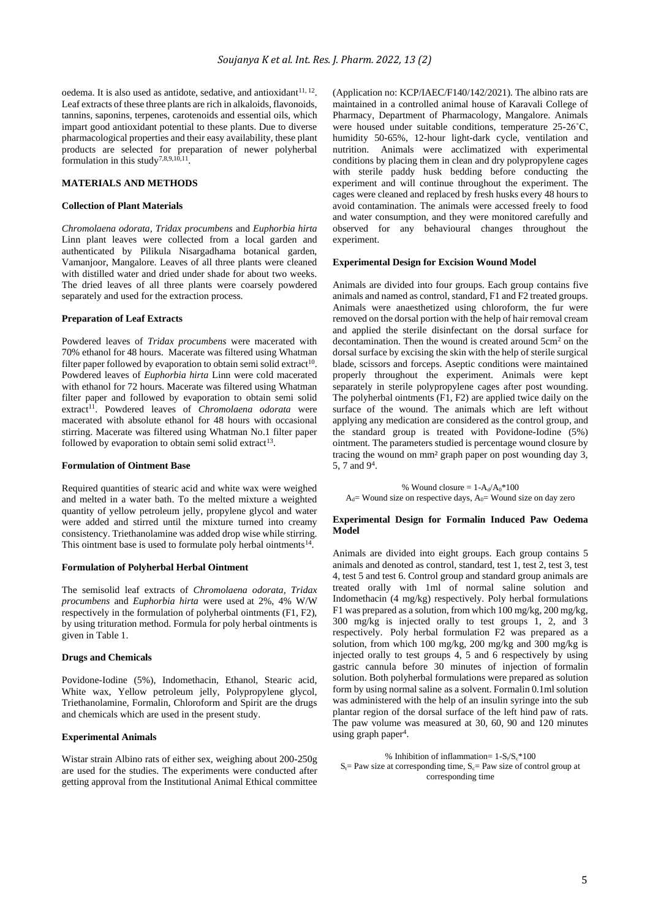oedema. It is also used as antidote, sedative, and antioxidant[11, 12]. Leaf extracts of these three plants are rich in alkaloids, flavonoids, tannins, saponins, terpenes, carotenoids and essential oils, which impart good antioxidant potential to these plants. Due to diverse pharmacological properties and their easy availability, these plant products are selected for preparation of newer polyherbal formulation in this study[7,8,9,10,11].

## MATERIALS AND METHODS

### Collection of Plant Materials

*Chromolaena odorata*, *Tridax procumbens* and *Euphorbia hirta* Linn plant leaves were collected from a local garden and authenticated by Pilikula Nisargadhama botanical garden, Vamanjoor, Mangalore. Leaves of all three plants were cleaned with distilled water and dried under shade for about two weeks. The dried leaves of all three plants were coarsely powdered separately and used for the extraction process.

### Preparation of Leaf Extracts

Powdered leaves of *Tridax procumbens* were macerated with 70% ethanol for 48 hours. Macerate was filtered using Whatman filter paper followed by evaporation to obtain semi solid extract[10]. Powdered leaves of *Euphorbia hirta* Linn were cold macerated with ethanol for 72 hours. Macerate was filtered using Whatman filter paper and followed by evaporation to obtain semi solid extract[11]. Powdered leaves of *Chromolaena odorata* were macerated with absolute ethanol for 48 hours with occasional stirring. Macerate was filtered using Whatman No.1 filter paper followed by evaporation to obtain semi solid extract[13].

### Formulation of Ointment Base

Required quantities of stearic acid and white wax were weighed and melted in a water bath. To the melted mixture a weighted quantity of yellow petroleum jelly, propylene glycol and water were added and stirred until the mixture turned into creamy consistency. Triethanolamine was added drop wise while stirring. This ointment base is used to formulate poly herbal ointments[14].

### Formulation of Polyherbal Herbal Ointment

The semisolid leaf extracts of *Chromolaena odorata*, *Tridax procumbens* and *Euphorbia hirta* were used at 2%, 4% W/W respectively in the formulation of polyherbal ointments (F1, F2), by using trituration method. Formula for poly herbal ointments is given in Table 1.

### Drugs and Chemicals

Povidone-Iodine (5%), Indomethacin, Ethanol, Stearic acid, White wax, Yellow petroleum jelly, Polypropylene glycol, Triethanolamine, Formalin, Chloroform and Spirit are the drugs and chemicals which are used in the present study.

### Experimental Animals

Wistar strain Albino rats of either sex, weighing about 200-250g are used for the studies. The experiments were conducted after getting approval from the Institutional Animal Ethical committee (Application no: KCP/IAEC/F140/142/2021). The albino rats are maintained in a controlled animal house of Karavali College of Pharmacy, Department of Pharmacology, Mangalore. Animals were housed under suitable conditions, temperature 25-26˚C, humidity 50-65%, 12-hour light-dark cycle, ventilation and nutrition. Animals were acclimatized with experimental conditions by placing them in clean and dry polypropylene cages with sterile paddy husk bedding before conducting the experiment and will continue throughout the experiment. The cages were cleaned and replaced by fresh husks every 48 hours to avoid contamination. The animals were accessed freely to food and water consumption, and they were monitored carefully and observed for any behavioural changes throughout the experiment.

### Experimental Design for Excision Wound Model

Animals are divided into four groups. Each group contains five animals and named as control, standard, F1 and F2 treated groups. Animals were anaesthetized using chloroform, the fur were removed on the dorsal portion with the help of hair removal cream and applied the sterile disinfectant on the dorsal surface for decontamination. Then the wound is created around 5cm² on the dorsal surface by excising the skin with the help of sterile surgical blade, scissors and forceps. Aseptic conditions were maintained properly throughout the experiment. Animals were kept separately in sterile polypropylene cages after post wounding. The polyherbal ointments (F1, F2) are applied twice daily on the surface of the wound. The animals which are left without applying any medication are considered as the control group, and the standard group is treated with Povidone-Iodine (5%) ointment. The parameters studied is percentage wound closure by tracing the wound on mm² graph paper on post wounding day 3, 5, 7 and 9[4].

$$\% \text{ Wound closure} = 1\text{-}A_d/A_0*100$$

$A_d$= Wound size on respective days, $A_0$= Wound size on day zero

### Experimental Design for Formalin Induced Paw Oedema Model

Animals are divided into eight groups. Each group contains 5 animals and denoted as control, standard, test 1, test 2, test 3, test 4, test 5 and test 6. Control group and standard group animals are treated orally with 1ml of normal saline solution and Indomethacin (4 mg/kg) respectively. Poly herbal formulations F1 was prepared as a solution, from which 100 mg/kg, 200 mg/kg, 300 mg/kg is injected orally to test groups 1, 2, and 3 respectively. Poly herbal formulation F2 was prepared as a solution, from which 100 mg/kg, 200 mg/kg and 300 mg/kg is injected orally to test groups 4, 5 and 6 respectively by using gastric cannula before 30 minutes of injection of formalin solution. Both polyherbal formulations were prepared as solution form by using normal saline as a solvent. Formalin 0.1ml solution was administered with the help of an insulin syringe into the sub plantar region of the dorsal surface of the left hind paw of rats. The paw volume was measured at 30, 60, 90 and 120 minutes using graph paper[4].

$$\% \text{ Inhibition of inflammation} = 1\text{-}S_t/S_c*100$$

$S_t$= Paw size at corresponding time, $S_c$= Paw size of control group at corresponding time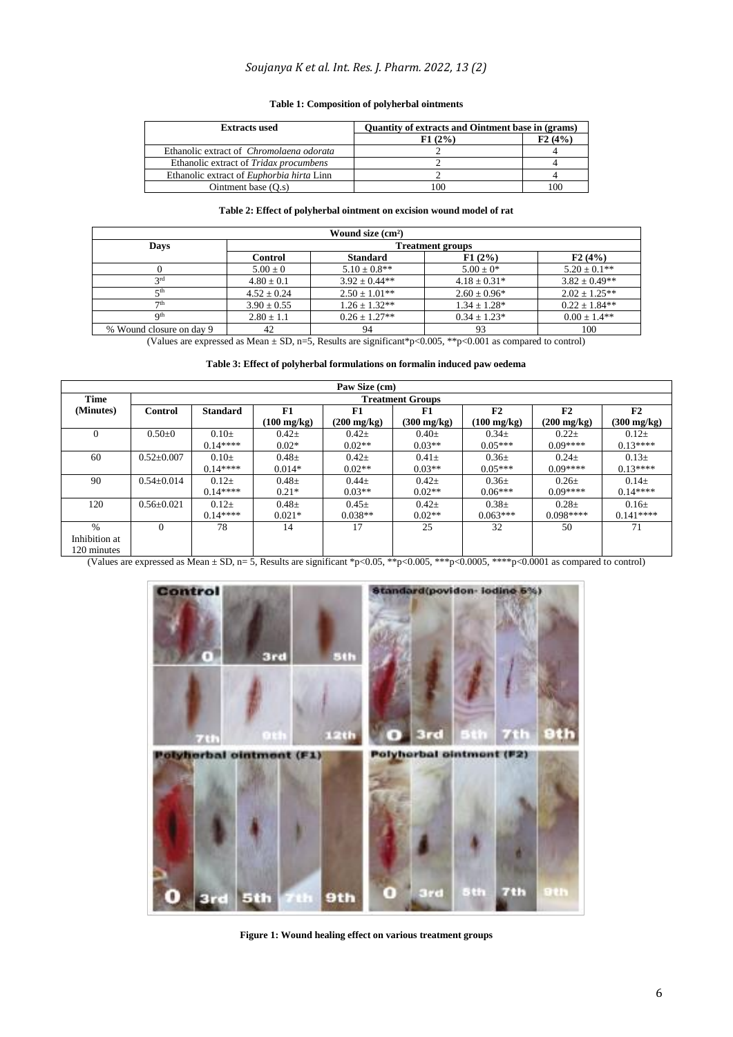**Table 1: Composition of polyherbal ointments**

| Extracts used | Quantity of extracts and Ointment base in (grams) | |
|---|---|---|
| | F1 (2%) | F2 (4%) |
| Ethanolic extract of *Chromolaena odorata* | 2 | 4 |
| Ethanolic extract of *Tridax procumbens* | 2 | 4 |
| Ethanolic extract of *Euphorbia hirta* Linn | 2 | 4 |
| Ointment base (Q.s) | 100 | 100 |

**Table 2: Effect of polyherbal ointment on excision wound model of rat**

| Wound size (cm²) | | | | |
|---|---|---|---|---|
| **Days** | **Treatment groups** | | | |
| | **Control** | **Standard** | **F1 (2%)** | **F2 (4%)** |
| 0 | 5.00 ± 0 | 5.10 ± 0.8** | 5.00 ± 0* | 5.20 ± 0.1** |
| 3rd | 4.80 ± 0.1 | 3.92 ± 0.44** | 4.18 ± 0.31* | 3.82 ± 0.49** |
| 5th | 4.52 ± 0.24 | 2.50 ± 1.01** | 2.60 ± 0.96* | 2.02 ± 1.25** |
| 7th | 3.90 ± 0.55 | 1.26 ± 1.32** | 1.34 ± 1.28* | 0.22 ± 1.84** |
| 9th | 2.80 ± 1.1 | 0.26 ± 1.27** | 0.34 ± 1.23* | 0.00 ± 1.4** |
| % Wound closure on day 9 | 42 | 94 | 93 | 100 |

(Values are expressed as Mean ± SD, n=5, Results are significant*$p<0.005$, **$p<0.001$ as compared to control)

**Table 3: Effect of polyherbal formulations on formalin induced paw oedema**

| Paw Size (cm) | | | | | | | | |
|---|---|---|---|---|---|---|---|---|
| **Time (Minutes)** | **Treatment Groups** | | | | | | | |
| | **Control** | **Standard** | **F1 (100 mg/kg)** | **F1 (200 mg/kg)** | **F1 (300 mg/kg)** | **F2 (100 mg/kg)** | **F2 (200 mg/kg)** | **F2 (300 mg/kg)** |
| 0 | 0.50±0 | 0.10± 0.14**** | 0.42± 0.02* | 0.42± 0.02** | 0.40± 0.03** | 0.34± 0.05*** | 0.22± 0.09**** | 0.12± 0.13**** |
| 60 | 0.52±0.007 | 0.10± 0.14**** | 0.48± 0.014* | 0.42± 0.02** | 0.41± 0.03** | 0.36± 0.05*** | 0.24± 0.09**** | 0.13± 0.13**** |
| 90 | 0.54±0.014 | 0.12± 0.14**** | 0.48± 0.21* | 0.44± 0.03** | 0.42± 0.02** | 0.36± 0.06*** | 0.26± 0.09**** | 0.14± 0.14**** |
| 120 | 0.56±0.021 | 0.12± 0.14**** | 0.48± 0.021* | 0.45± 0.038** | 0.42± 0.02** | 0.38± 0.063*** | 0.28± 0.098**** | 0.16± 0.141**** |
| % Inhibition at 120 minutes | 0 | 78 | 14 | 17 | 25 | 32 | 50 | 71 |

(Values are expressed as Mean ± SD, n= 5, Results are significant *$p<0.05$, **$p<0.005$, ***$p<0.0005$, ****$p<0.0001$ as compared to control)

**Figure 1: Wound healing effect on various treatment groups**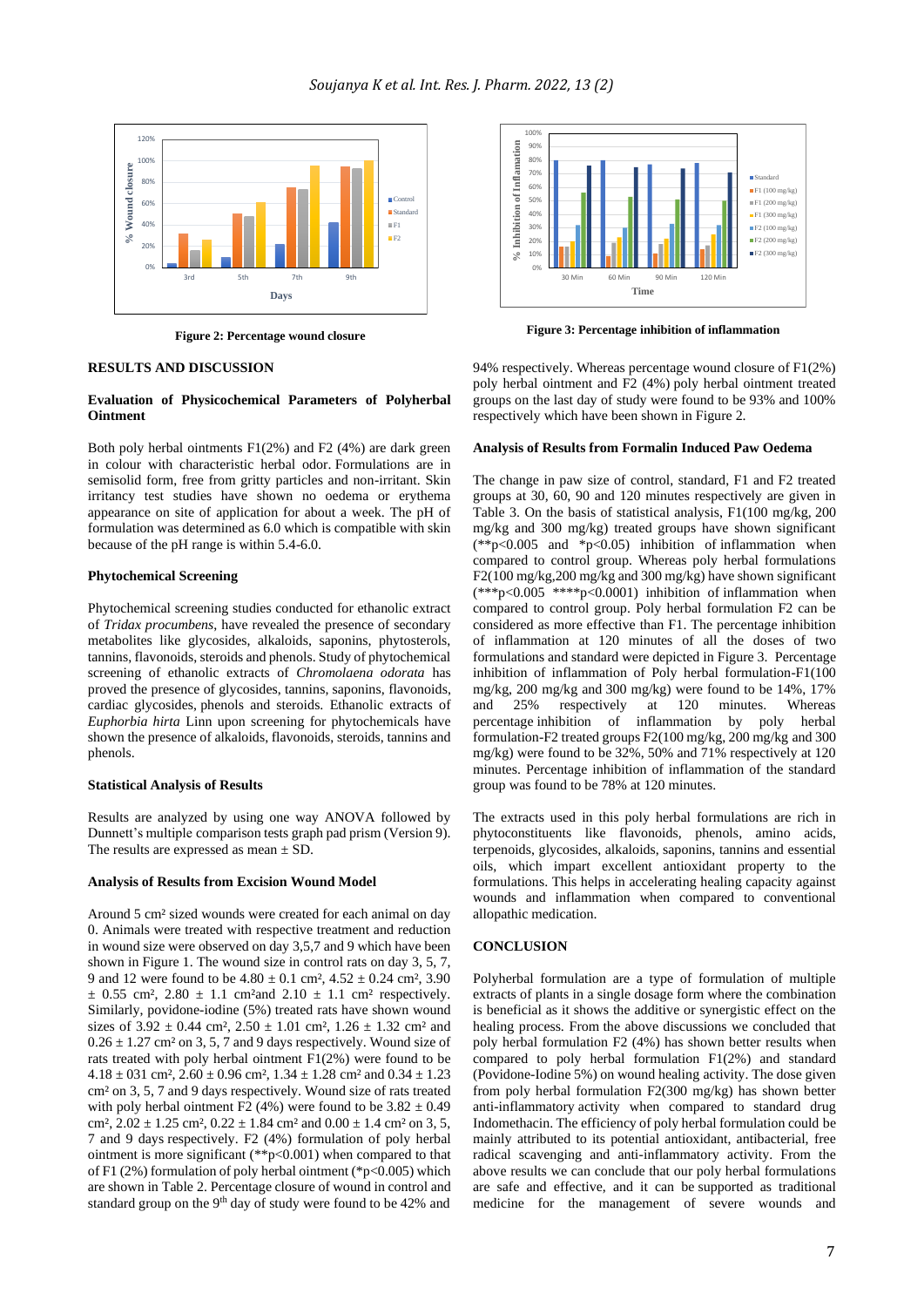Figure 2: Percentage wound closure

Figure 3: Percentage inhibition of inflammation

## RESULTS AND DISCUSSION

### Evaluation of Physicochemical Parameters of Polyherbal Ointment

Both poly herbal ointments F1(2%) and F2 (4%) are dark green in colour with characteristic herbal odor. Formulations are in semisolid form, free from gritty particles and non-irritant. Skin irritancy test studies have shown no oedema or erythema appearance on site of application for about a week. The pH of formulation was determined as 6.0 which is compatible with skin because of the pH range is within 5.4-6.0.

### Phytochemical Screening

Phytochemical screening studies conducted for ethanolic extract of *Tridax procumbens*, have revealed the presence of secondary metabolites like glycosides, alkaloids, saponins, phytosterols, tannins, flavonoids, steroids and phenols. Study of phytochemical screening of ethanolic extracts of *Chromolaena odorata* has proved the presence of glycosides, tannins, saponins, flavonoids, cardiac glycosides, phenols and steroids. Ethanolic extracts of *Euphorbia hirta* Linn upon screening for phytochemicals have shown the presence of alkaloids, flavonoids, steroids, tannins and phenols.

### Statistical Analysis of Results

Results are analyzed by using one way ANOVA followed by Dunnett's multiple comparison tests graph pad prism (Version 9). The results are expressed as mean ± SD.

### Analysis of Results from Excision Wound Model

Around 5 cm² sized wounds were created for each animal on day 0. Animals were treated with respective treatment and reduction in wound size were observed on day 3,5,7 and 9 which have been shown in Figure 1. The wound size in control rats on day 3, 5, 7, 9 and 12 were found to be 4.80 ± 0.1 cm², 4.52 ± 0.24 cm², 3.90 ± 0.55 cm², 2.80 ± 1.1 cm²and 2.10 ± 1.1 cm² respectively. Similarly, povidone-iodine (5%) treated rats have shown wound sizes of 3.92 ± 0.44 cm², 2.50 ± 1.01 cm², 1.26 ± 1.32 cm² and 0.26 ± 1.27 cm² on 3, 5, 7 and 9 days respectively. Wound size of rats treated with poly herbal ointment F1(2%) were found to be 4.18 ± 031 cm², 2.60 ± 0.96 cm², 1.34 ± 1.28 cm² and 0.34 ± 1.23 cm² on 3, 5, 7 and 9 days respectively. Wound size of rats treated with poly herbal ointment F2 (4%) were found to be 3.82 ± 0.49 cm², 2.02 ± 1.25 cm², 0.22 ± 1.84 cm² and 0.00 ± 1.4 cm² on 3, 5, 7 and 9 days respectively. F2 (4%) formulation of poly herbal ointment is more significant (**p<0.001) when compared to that of F1 (2%) formulation of poly herbal ointment (*p<0.005) which are shown in Table 2. Percentage closure of wound in control and standard group on the 9th day of study were found to be 42% and 94% respectively. Whereas percentage wound closure of F1(2%) poly herbal ointment and F2 (4%) poly herbal ointment treated groups on the last day of study were found to be 93% and 100% respectively which have been shown in Figure 2.

### Analysis of Results from Formalin Induced Paw Oedema

The change in paw size of control, standard, F1 and F2 treated groups at 30, 60, 90 and 120 minutes respectively are given in Table 3. On the basis of statistical analysis, F1(100 mg/kg, 200 mg/kg and 300 mg/kg) treated groups have shown significant (**p<0.005 and *p<0.05) inhibition of inflammation when compared to control group. Whereas poly herbal formulations F2(100 mg/kg,200 mg/kg and 300 mg/kg) have shown significant (***p<0.005 ****p<0.0001) inhibition of inflammation when compared to control group. Poly herbal formulation F2 can be considered as more effective than F1. The percentage inhibition of inflammation at 120 minutes of all the doses of two formulations and standard were depicted in Figure 3. Percentage inhibition of inflammation of Poly herbal formulation-F1(100 mg/kg, 200 mg/kg and 300 mg/kg) were found to be 14%, 17% and 25% respectively at 120 minutes. Whereas percentage inhibition of inflammation by poly herbal formulation-F2 treated groups F2(100 mg/kg, 200 mg/kg and 300 mg/kg) were found to be 32%, 50% and 71% respectively at 120 minutes. Percentage inhibition of inflammation of the standard group was found to be 78% at 120 minutes.

The extracts used in this poly herbal formulations are rich in phytoconstituents like flavonoids, phenols, amino acids, terpenoids, glycosides, alkaloids, saponins, tannins and essential oils, which impart excellent antioxidant property to the formulations. This helps in accelerating healing capacity against wounds and inflammation when compared to conventional allopathic medication.

## CONCLUSION

Polyherbal formulation are a type of formulation of multiple extracts of plants in a single dosage form where the combination is beneficial as it shows the additive or synergistic effect on the healing process. From the above discussions we concluded that poly herbal formulation F2 (4%) has shown better results when compared to poly herbal formulation F1(2%) and standard (Povidone-Iodine 5%) on wound healing activity. The dose given from poly herbal formulation F2(300 mg/kg) has shown better anti-inflammatory activity when compared to standard drug Indomethacin. The efficiency of poly herbal formulation could be mainly attributed to its potential antioxidant, antibacterial, free radical scavenging and anti-inflammatory activity. From the above results we can conclude that our poly herbal formulations are safe and effective, and it can be supported as traditional medicine for the management of severe wounds and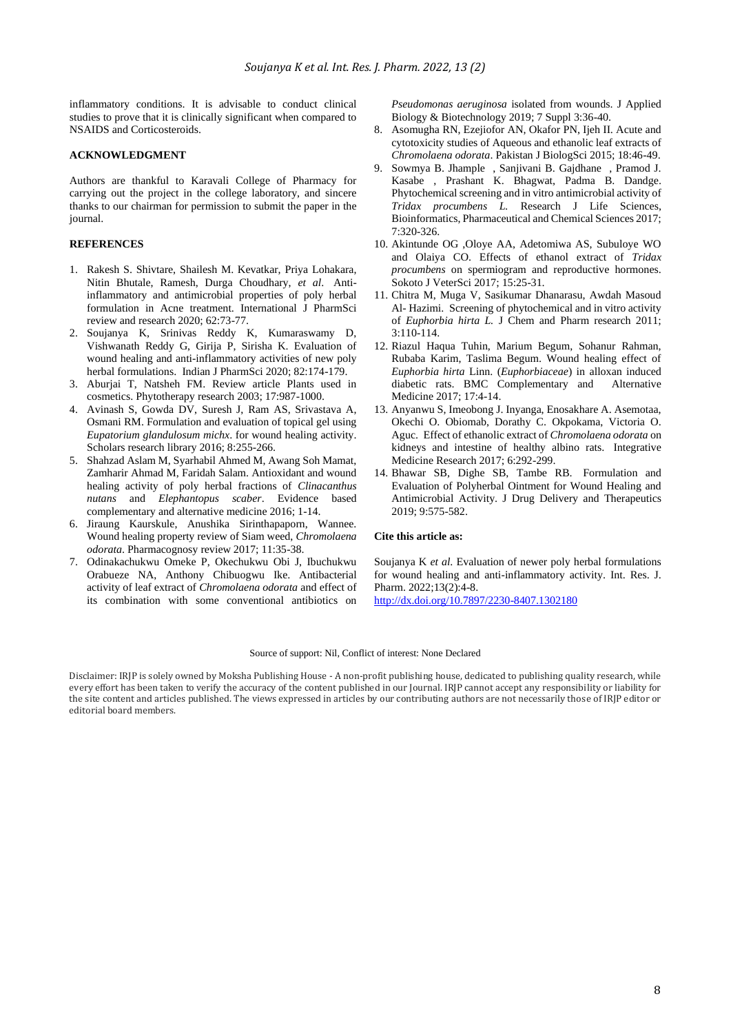inflammatory conditions. It is advisable to conduct clinical studies to prove that it is clinically significant when compared to NSAIDS and Corticosteroids.

## ACKNOWLEDGMENT

Authors are thankful to Karavali College of Pharmacy for carrying out the project in the college laboratory, and sincere thanks to our chairman for permission to submit the paper in the journal.

## REFERENCES

1. Rakesh S. Shivtare, Shailesh M. Kevatkar, Priya Lohakara, Nitin Bhutale, Ramesh, Durga Choudhary, *et al*. Anti-inflammatory and antimicrobial properties of poly herbal formulation in Acne treatment. International J PharmSci review and research 2020; 62:73-77.
2. Soujanya K, Srinivas Reddy K, Kumaraswamy D, Vishwanath Reddy G, Girija P, Sirisha K. Evaluation of wound healing and anti-inflammatory activities of new poly herbal formulations. Indian J PharmSci 2020; 82:174-179.
3. Aburjai T, Natsheh FM. Review article Plants used in cosmetics. Phytotherapy research 2003; 17:987-1000.
4. Avinash S, Gowda DV, Suresh J, Ram AS, Srivastava A, Osmani RM. Formulation and evaluation of topical gel using *Eupatorium glandulosum michx*. for wound healing activity. Scholars research library 2016; 8:255-266.
5. Shahzad Aslam M, Syarhabil Ahmed M, Awang Soh Mamat, Zamharir Ahmad M, Faridah Salam. Antioxidant and wound healing activity of poly herbal fractions of *Clinacanthus nutans* and *Elephantopus scaber*. Evidence based complementary and alternative medicine 2016; 1-14.
6. Jiraung Kaurskule, Anushika Sirinthapaporn, Wannee. Wound healing property review of Siam weed, *Chromolaena odorata*. Pharmacognosy review 2017; 11:35-38.
7. Odinakachukwu Omeke P, Okechukwu Obi J, Ibuchukwu Orabueze NA, Anthony Chibuogwu Ike. Antibacterial activity of leaf extract of *Chromolaena odorata* and effect of its combination with some conventional antibiotics on *Pseudomonas aeruginosa* isolated from wounds. J Applied Biology & Biotechnology 2019; 7 Suppl 3:36-40.
8. Asomugha RN, Ezejiofor AN, Okafor PN, Ijeh II. Acute and cytotoxicity studies of Aqueous and ethanolic leaf extracts of *Chromolaena odorata*. Pakistan J BiologSci 2015; 18:46-49.
9. Sowmya B. Jhample , Sanjivani B. Gajdhane , Pramod J. Kasabe , Prashant K. Bhagwat, Padma B. Dandge. Phytochemical screening and in vitro antimicrobial activity of *Tridax procumbens L.* Research J Life Sciences, Bioinformatics, Pharmaceutical and Chemical Sciences 2017; 7:320-326.
10. Akintunde OG ,Oloye AA, Adetomiwa AS, Subuloye WO and Olaiya CO. Effects of ethanol extract of *Tridax procumbens* on spermiogram and reproductive hormones. Sokoto J VeterSci 2017; 15:25-31.
11. Chitra M, Muga V, Sasikumar Dhanarasu, Awdah Masoud Al- Hazimi. Screening of phytochemical and in vitro activity of *Euphorbia hirta L.* J Chem and Pharm research 2011; 3:110-114.
12. Riazul Haqua Tuhin, Marium Begum, Sohanur Rahman, Rubaba Karim, Taslima Begum. Wound healing effect of *Euphorbia hirta* Linn. (*Euphorbiaceae*) in alloxan induced diabetic rats. BMC Complementary and Alternative Medicine 2017; 17:4-14.
13. Anyanwu S, Imeobong J. Inyanga, Enosakhare A. Asemotaa, Okechi O. Obiomab, Dorathy C. Okpokama, Victoria O. Aguc. Effect of ethanolic extract of *Chromolaena odorata* on kidneys and intestine of healthy albino rats. Integrative Medicine Research 2017; 6:292-299.
14. Bhawar SB, Dighe SB, Tambe RB. Formulation and Evaluation of Polyherbal Ointment for Wound Healing and Antimicrobial Activity. J Drug Delivery and Therapeutics 2019; 9:575-582.

**Cite this article as:**

Soujanya K *et al*. Evaluation of newer poly herbal formulations for wound healing and anti-inflammatory activity. Int. Res. J. Pharm. 2022;13(2):4-8.
http://dx.doi.org/10.7897/2230-8407.1302180

Source of support: Nil, Conflict of interest: None Declared

Disclaimer: IRJP is solely owned by Moksha Publishing House - A non-profit publishing house, dedicated to publishing quality research, while every effort has been taken to verify the accuracy of the content published in our Journal. IRJP cannot accept any responsibility or liability for the site content and articles published. The views expressed in articles by our contributing authors are not necessarily those of IRJP editor or editorial board members.